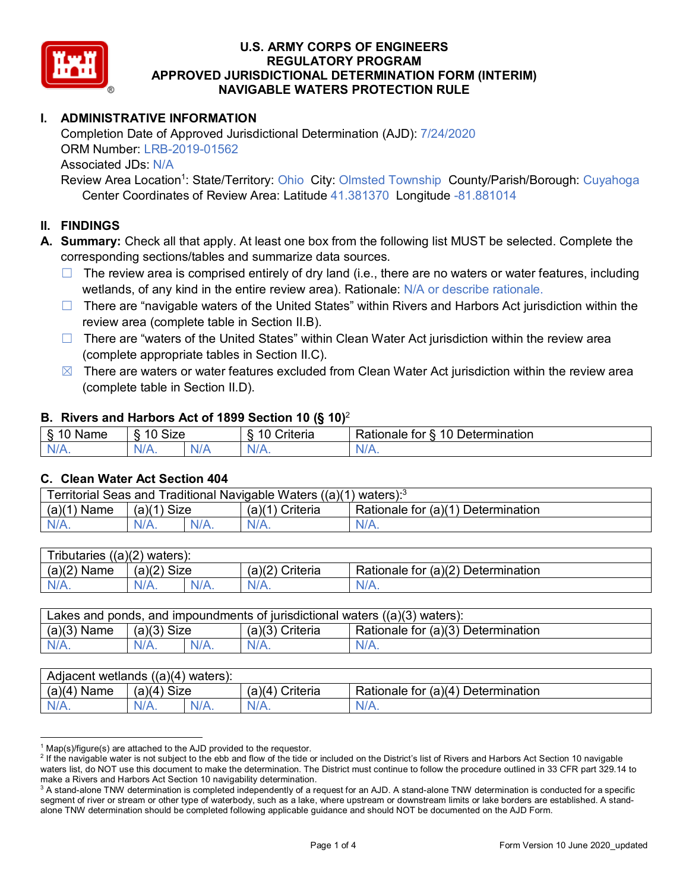# U.S. ARMY CORPS OF ENGINEERS
# REGULATORY PROGRAM
# APPROVED JURISDICTIONAL DETERMINATION FORM (INTERIM)
# NAVIGABLE WATERS PROTECTION RULE

## I. ADMINISTRATIVE INFORMATION

Completion Date of Approved Jurisdictional Determination (AJD): 7/24/2020
ORM Number: LRB-2019-01562
Associated JDs: N/A
Review Area Location[1]: State/Territory: Ohio City: Olmsted Township County/Parish/Borough: Cuyahoga
Center Coordinates of Review Area: Latitude 41.381370 Longitude -81.881014

## II. FINDINGS

**A. Summary:** Check all that apply. At least one box from the following list MUST be selected. Complete the corresponding sections/tables and summarize data sources.

- ☐ The review area is comprised entirely of dry land (i.e., there are no waters or water features, including wetlands, of any kind in the entire review area). Rationale: N/A or describe rationale.
- ☐ There are "navigable waters of the United States" within Rivers and Harbors Act jurisdiction within the review area (complete table in Section II.B).
- ☐ There are "waters of the United States" within Clean Water Act jurisdiction within the review area (complete appropriate tables in Section II.C).
- ☒ There are waters or water features excluded from Clean Water Act jurisdiction within the review area (complete table in Section II.D).

### B. Rivers and Harbors Act of 1899 Section 10 (§ 10)[2]

| § 10 Name | § 10 Size | | § 10 Criteria | Rationale for § 10 Determination |
|---|---|---|---|---|
| N/A. | N/A. | N/A | N/A. | N/A. |

### C. Clean Water Act Section 404

| Territorial Seas and Traditional Navigable Waters ((a)(1) waters):[3] | | | | |
|---|---|---|---|---|
| (a)(1) Name | (a)(1) Size | | (a)(1) Criteria | Rationale for (a)(1) Determination |
| N/A. | N/A. | N/A. | N/A. | N/A. |

| Tributaries ((a)(2) waters): | | | | |
|---|---|---|---|---|
| (a)(2) Name | (a)(2) Size | | (a)(2) Criteria | Rationale for (a)(2) Determination |
| N/A. | N/A. | N/A. | N/A. | N/A. |

| Lakes and ponds, and impoundments of jurisdictional waters ((a)(3) waters): | | | | |
|---|---|---|---|---|
| (a)(3) Name | (a)(3) Size | | (a)(3) Criteria | Rationale for (a)(3) Determination |
| N/A. | N/A. | N/A. | N/A. | N/A. |

| Adjacent wetlands ((a)(4) waters): | | | | |
|---|---|---|---|---|
| (a)(4) Name | (a)(4) Size | | (a)(4) Criteria | Rationale for (a)(4) Determination |
| N/A. | N/A. | N/A. | N/A. | N/A. |

---

[1] Map(s)/figure(s) are attached to the AJD provided to the requestor.

[2] If the navigable water is not subject to the ebb and flow of the tide or included on the District's list of Rivers and Harbors Act Section 10 navigable waters list, do NOT use this document to make the determination. The District must continue to follow the procedure outlined in 33 CFR part 329.14 to make a Rivers and Harbors Act Section 10 navigability determination.

[3] A stand-alone TNW determination is completed independently of a request for an AJD. A stand-alone TNW determination is conducted for a specific segment of river or stream or other type of waterbody, such as a lake, where upstream or downstream limits or lake borders are established. A stand-alone TNW determination should be completed following applicable guidance and should NOT be documented on the AJD Form.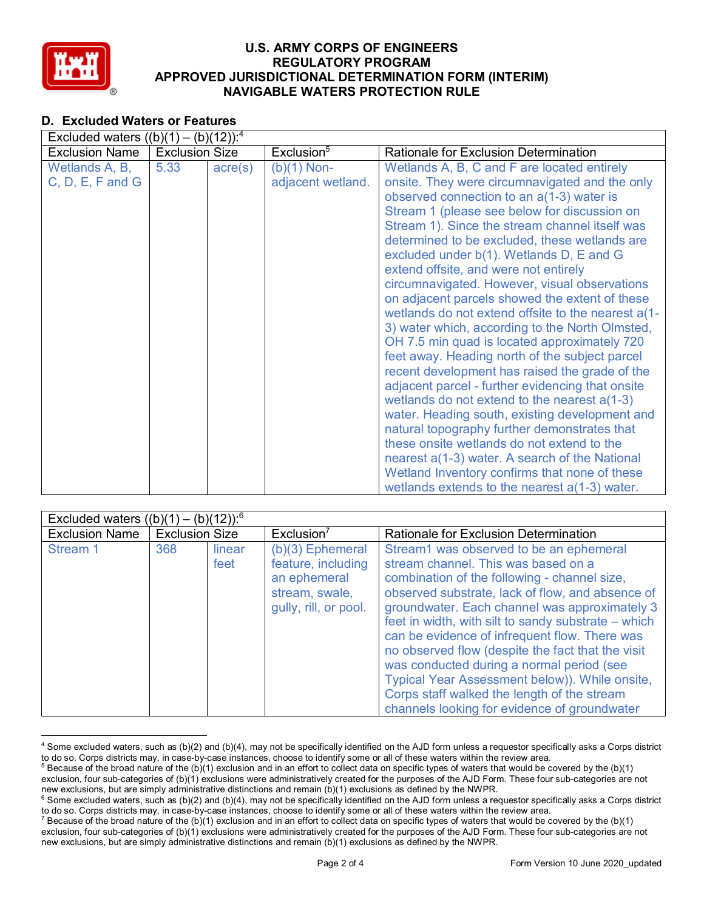## D. Excluded Waters or Features

| Excluded waters ((b)(1) – (b)(12)):[4] | | | | |
|---|---|---|---|---|
| Exclusion Name | Exclusion Size | | Exclusion[5] | Rationale for Exclusion Determination |
| Wetlands A, B, C, D, E, F and G | 5.33 | acre(s) | (b)(1) Non-adjacent wetland. | Wetlands A, B, C and F are located entirely onsite. They were circumnavigated and the only observed connection to an a(1-3) water is Stream 1 (please see below for discussion on Stream 1). Since the stream channel itself was determined to be excluded, these wetlands are excluded under b(1). Wetlands D, E and G extend offsite, and were not entirely circumnavigated. However, visual observations on adjacent parcels showed the extent of these wetlands do not extend offsite to the nearest a(1-3) water which, according to the North Olmsted, OH 7.5 min quad is located approximately 720 feet away. Heading north of the subject parcel recent development has raised the grade of the adjacent parcel - further evidencing that onsite wetlands do not extend to the nearest a(1-3) water. Heading south, existing development and natural topography further demonstrates that these onsite wetlands do not extend to the nearest a(1-3) water. A search of the National Wetland Inventory confirms that none of these wetlands extends to the nearest a(1-3) water. |

| Excluded waters ((b)(1) – (b)(12)):[6] | | | | |
|---|---|---|---|---|
| Exclusion Name | Exclusion Size | | Exclusion[7] | Rationale for Exclusion Determination |
| Stream 1 | 368 | linear feet | (b)(3) Ephemeral feature, including an ephemeral stream, swale, gully, rill, or pool. | Stream1 was observed to be an ephemeral stream channel. This was based on a combination of the following - channel size, observed substrate, lack of flow, and absence of groundwater. Each channel was approximately 3 feet in width, with silt to sandy substrate – which can be evidence of infrequent flow. There was no observed flow (despite the fact that the visit was conducted during a normal period (see Typical Year Assessment below)). While onsite, Corps staff walked the length of the stream channels looking for evidence of groundwater |

[4] Some excluded waters, such as (b)(2) and (b)(4), may not be specifically identified on the AJD form unless a requestor specifically asks a Corps district to do so. Corps districts may, in case-by-case instances, choose to identify some or all of these waters within the review area.

[5] Because of the broad nature of the (b)(1) exclusion and in an effort to collect data on specific types of waters that would be covered by the (b)(1) exclusion, four sub-categories of (b)(1) exclusions were administratively created for the purposes of the AJD Form. These four sub-categories are not new exclusions, but are simply administrative distinctions and remain (b)(1) exclusions as defined by the NWPR.

[6] Some excluded waters, such as (b)(2) and (b)(4), may not be specifically identified on the AJD form unless a requestor specifically asks a Corps district to do so. Corps districts may, in case-by-case instances, choose to identify some or all of these waters within the review area.

[7] Because of the broad nature of the (b)(1) exclusion and in an effort to collect data on specific types of waters that would be covered by the (b)(1) exclusion, four sub-categories of (b)(1) exclusions were administratively created for the purposes of the AJD Form. These four sub-categories are not new exclusions, but are simply administrative distinctions and remain (b)(1) exclusions as defined by the NWPR.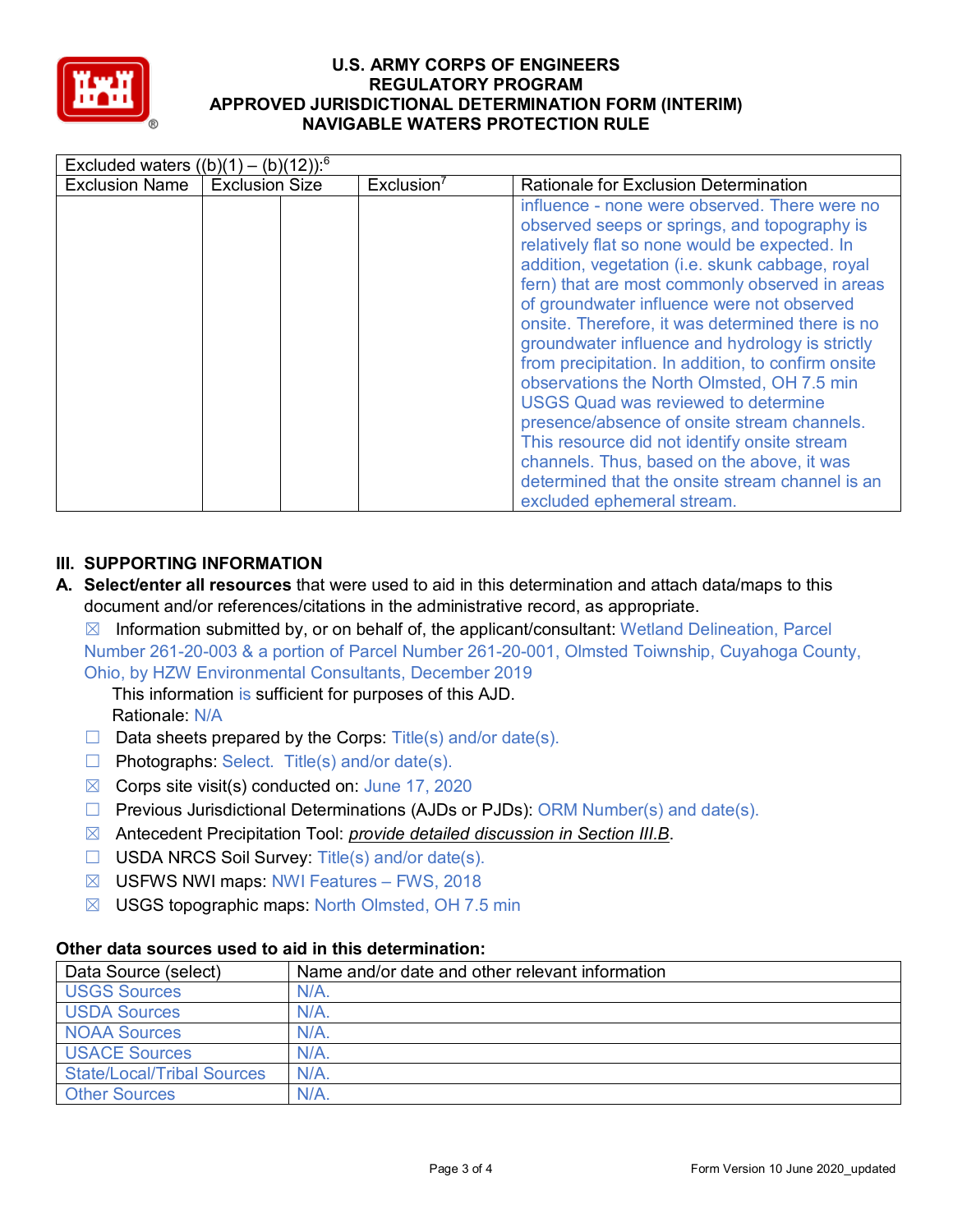# U.S. ARMY CORPS OF ENGINEERS
# REGULATORY PROGRAM
# APPROVED JURISDICTIONAL DETERMINATION FORM (INTERIM)
# NAVIGABLE WATERS PROTECTION RULE

| Excluded waters ((b)(1) – (b)(12)):[6] | | | |
|---|---|---|---|
| Exclusion Name | Exclusion Size | | Exclusion[7] | Rationale for Exclusion Determination |
| | | | | influence - none were observed. There were no observed seeps or springs, and topography is relatively flat so none would be expected. In addition, vegetation (i.e. skunk cabbage, royal fern) that are most commonly observed in areas of groundwater influence were not observed onsite. Therefore, it was determined there is no groundwater influence and hydrology is strictly from precipitation. In addition, to confirm onsite observations the North Olmsted, OH 7.5 min USGS Quad was reviewed to determine presence/absence of onsite stream channels. This resource did not identify onsite stream channels. Thus, based on the above, it was determined that the onsite stream channel is an excluded ephemeral stream. |

## III. SUPPORTING INFORMATION

**A. Select/enter all resources** that were used to aid in this determination and attach data/maps to this document and/or references/citations in the administrative record, as appropriate.

☒ Information submitted by, or on behalf of, the applicant/consultant: Wetland Delineation, Parcel Number 261-20-003 & a portion of Parcel Number 261-20-001, Olmsted Toiwnship, Cuyahoga County, Ohio, by HZW Environmental Consultants, December 2019

This information is sufficient for purposes of this AJD.
Rationale: N/A

☐ Data sheets prepared by the Corps: Title(s) and/or date(s).

☐ Photographs: Select. Title(s) and/or date(s).

☒ Corps site visit(s) conducted on: June 17, 2020

☐ Previous Jurisdictional Determinations (AJDs or PJDs): ORM Number(s) and date(s).

☒ Antecedent Precipitation Tool: *provide detailed discussion in Section III.B*.

☐ USDA NRCS Soil Survey: Title(s) and/or date(s).

☒ USFWS NWI maps: NWI Features – FWS, 2018

☒ USGS topographic maps: North Olmsted, OH 7.5 min

### Other data sources used to aid in this determination:

| Data Source (select) | Name and/or date and other relevant information |
|---|---|
| USGS Sources | N/A. |
| USDA Sources | N/A. |
| NOAA Sources | N/A. |
| USACE Sources | N/A. |
| State/Local/Tribal Sources | N/A. |
| Other Sources | N/A. |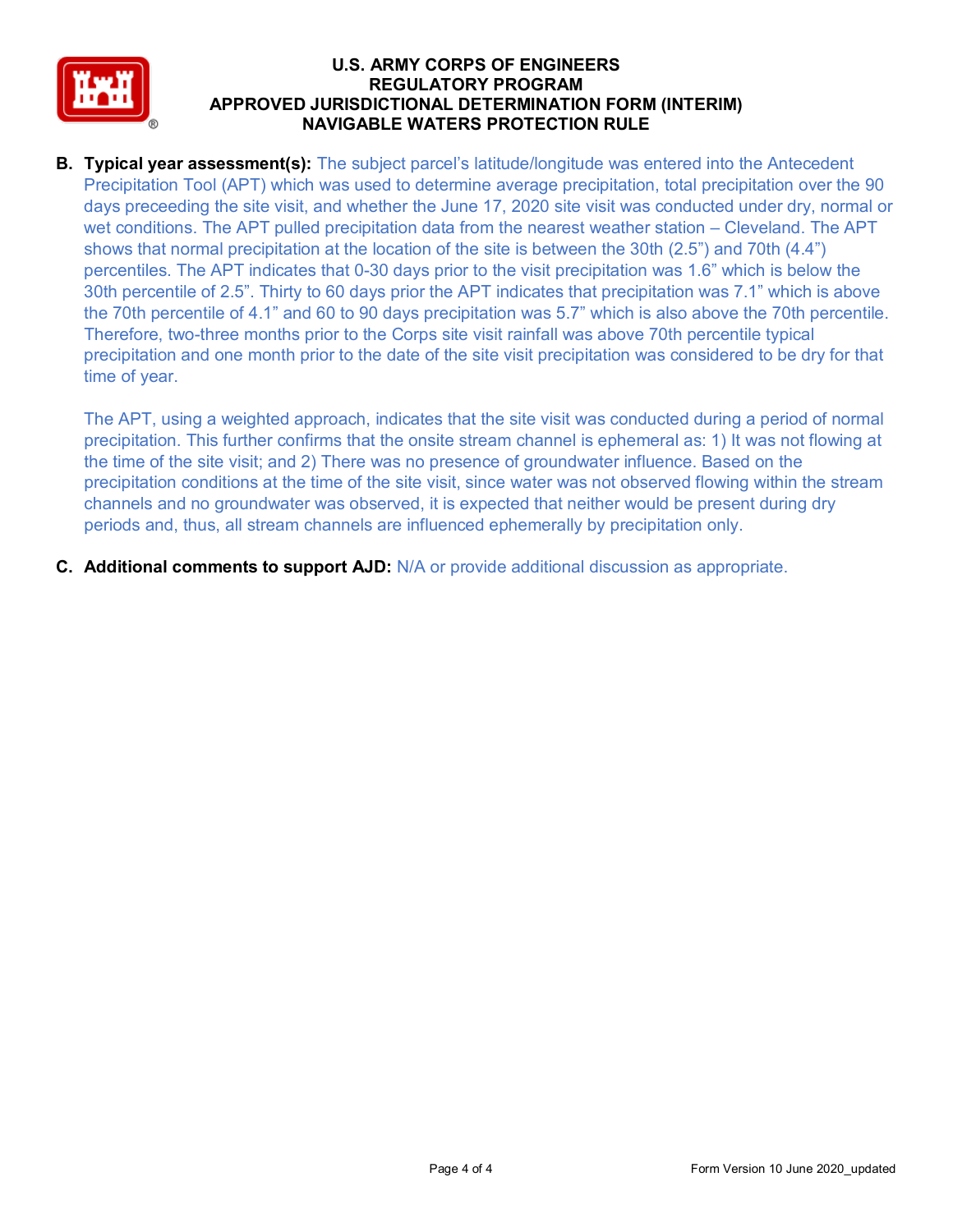**B. Typical year assessment(s):** The subject parcel's latitude/longitude was entered into the Antecedent Precipitation Tool (APT) which was used to determine average precipitation, total precipitation over the 90 days preceeding the site visit, and whether the June 17, 2020 site visit was conducted under dry, normal or wet conditions. The APT pulled precipitation data from the nearest weather station – Cleveland. The APT shows that normal precipitation at the location of the site is between the 30th (2.5") and 70th (4.4") percentiles. The APT indicates that 0-30 days prior to the visit precipitation was 1.6" which is below the 30th percentile of 2.5". Thirty to 60 days prior the APT indicates that precipitation was 7.1" which is above the 70th percentile of 4.1" and 60 to 90 days precipitation was 5.7" which is also above the 70th percentile. Therefore, two-three months prior to the Corps site visit rainfall was above 70th percentile typical precipitation and one month prior to the date of the site visit precipitation was considered to be dry for that time of year.

The APT, using a weighted approach, indicates that the site visit was conducted during a period of normal precipitation. This further confirms that the onsite stream channel is ephemeral as: 1) It was not flowing at the time of the site visit; and 2) There was no presence of groundwater influence. Based on the precipitation conditions at the time of the site visit, since water was not observed flowing within the stream channels and no groundwater was observed, it is expected that neither would be present during dry periods and, thus, all stream channels are influenced ephemerally by precipitation only.

**C. Additional comments to support AJD:** N/A or provide additional discussion as appropriate.